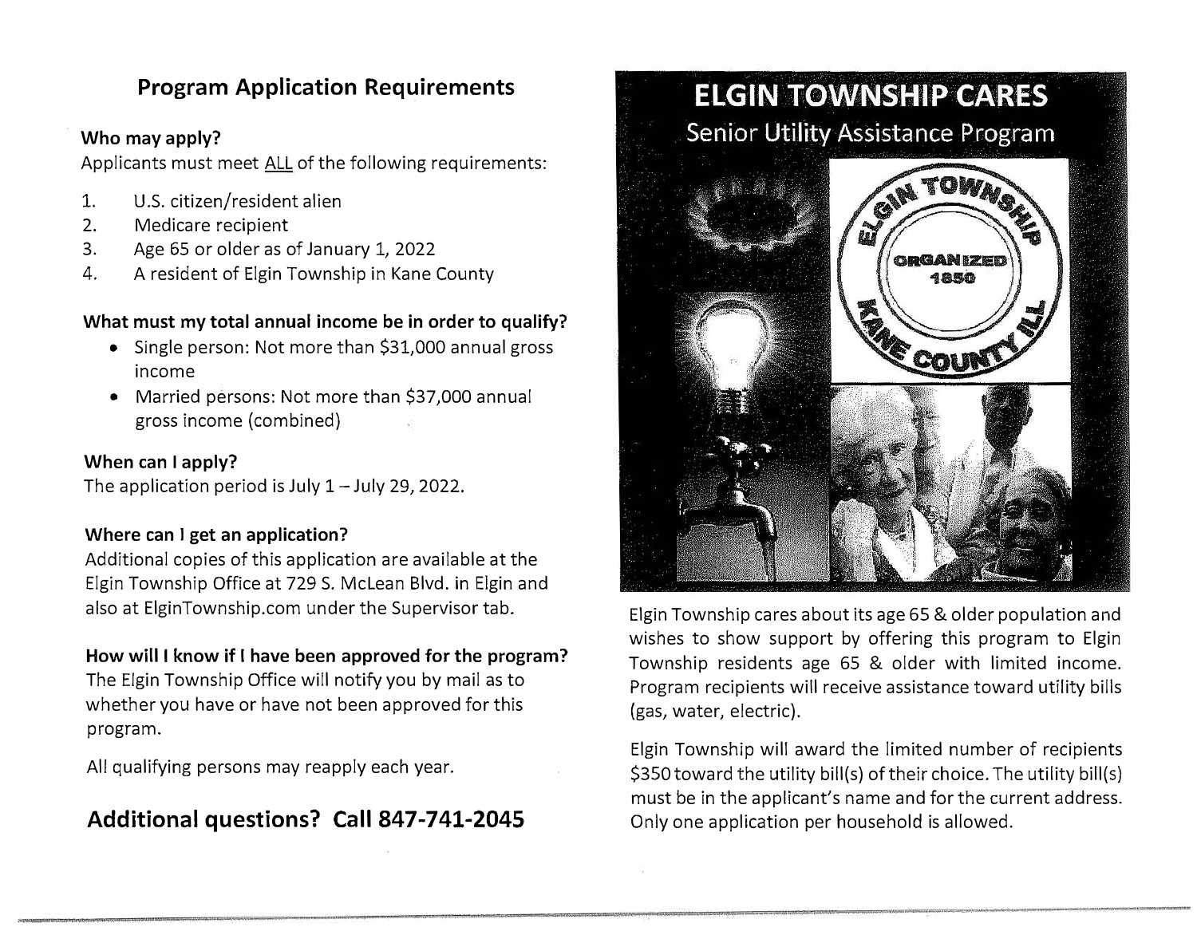## Program Application Requirements

**Who may apply?**

Applicants must meet ALL of the following requirements:

1. U.S. citizen/resident alien
2. Medicare recipient
3. Age 65 or older as of January 1, 2022
4. A resident of Elgin Township in Kane County

**What must my total annual income be in order to qualify?**

- Single person: Not more than $31,000 annual gross income
- Married persons: Not more than $37,000 annual gross income (combined)

**When can I apply?**

The application period is July 1 – July 29, 2022.

**Where can I get an application?**

Additional copies of this application are available at the Elgin Township Office at 729 S. McLean Blvd. in Elgin and also at ElginTownship.com under the Supervisor tab.

**How will I know if I have been approved for the program?**

The Elgin Township Office will notify you by mail as to whether you have or have not been approved for this program.

All qualifying persons may reapply each year.

## Additional questions? Call 847-741-2045

# ELGIN TOWNSHIP CARES

## Senior Utility Assistance Program

ELGIN TOWNSHIP ORGANIZED 1850 KANE COUNTY ILL.

Elgin Township cares about its age 65 & older population and wishes to show support by offering this program to Elgin Township residents age 65 & older with limited income. Program recipients will receive assistance toward utility bills (gas, water, electric).

Elgin Township will award the limited number of recipients $350 toward the utility bill(s) of their choice. The utility bill(s) must be in the applicant's name and for the current address. Only one application per household is allowed.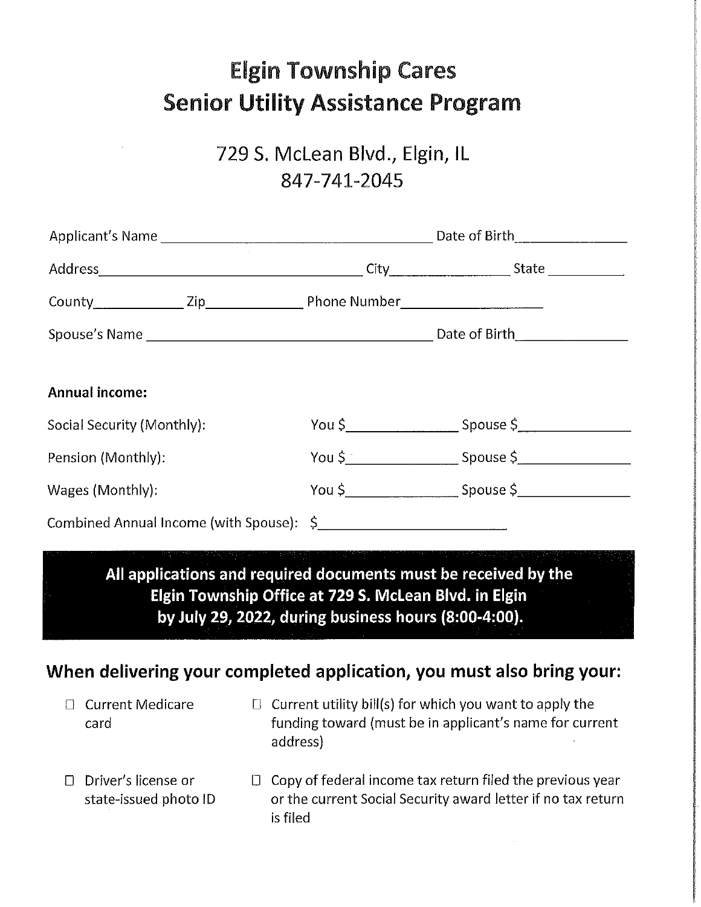# Elgin Township Cares
# Senior Utility Assistance Program

729 S. McLean Blvd., Elgin, IL
847-741-2045

Applicant's Name ______________________________ Date of Birth______________

Address______________________________ City______________ State __________

County__________ Zip__________ Phone Number________________

Spouse's Name ______________________________ Date of Birth______________

**Annual income:**

Social Security (Monthly): You $____________ Spouse $____________

Pension (Monthly): You $____________ Spouse $____________

Wages (Monthly): You $____________ Spouse $____________

Combined Annual Income (with Spouse): $____________________

**All applications and required documents must be received by the Elgin Township Office at 729 S. McLean Blvd. in Elgin by July 29, 2022, during business hours (8:00-4:00).**

## When delivering your completed application, you must also bring your:

- ☐ Current Medicare card
- ☐ Current utility bill(s) for which you want to apply the funding toward (must be in applicant's name for current address)
- ☐ Driver's license or state-issued photo ID
- ☐ Copy of federal income tax return filed the previous year or the current Social Security award letter if no tax return is filed